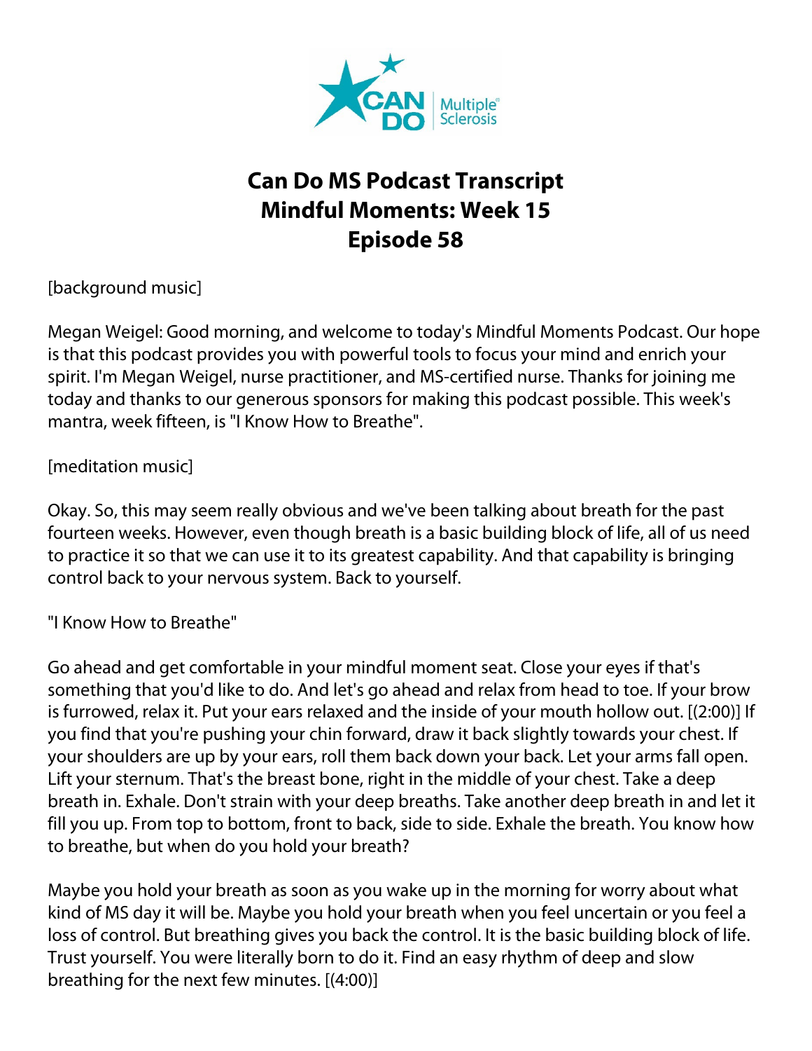# Can Do MS Podcast Transcript
# Mindful Moments: Week 15
# Episode 58

[background music]

Megan Weigel: Good morning, and welcome to today's Mindful Moments Podcast. Our hope is that this podcast provides you with powerful tools to focus your mind and enrich your spirit. I'm Megan Weigel, nurse practitioner, and MS-certified nurse. Thanks for joining me today and thanks to our generous sponsors for making this podcast possible. This week's mantra, week fifteen, is "I Know How to Breathe".

[meditation music]

Okay. So, this may seem really obvious and we've been talking about breath for the past fourteen weeks. However, even though breath is a basic building block of life, all of us need to practice it so that we can use it to its greatest capability. And that capability is bringing control back to your nervous system. Back to yourself.

"I Know How to Breathe"

Go ahead and get comfortable in your mindful moment seat. Close your eyes if that's something that you'd like to do. And let's go ahead and relax from head to toe. If your brow is furrowed, relax it. Put your ears relaxed and the inside of your mouth hollow out. [(2:00)] If you find that you're pushing your chin forward, draw it back slightly towards your chest. If your shoulders are up by your ears, roll them back down your back. Let your arms fall open. Lift your sternum. That's the breast bone, right in the middle of your chest. Take a deep breath in. Exhale. Don't strain with your deep breaths. Take another deep breath in and let it fill you up. From top to bottom, front to back, side to side. Exhale the breath. You know how to breathe, but when do you hold your breath?

Maybe you hold your breath as soon as you wake up in the morning for worry about what kind of MS day it will be. Maybe you hold your breath when you feel uncertain or you feel a loss of control. But breathing gives you back the control. It is the basic building block of life. Trust yourself. You were literally born to do it. Find an easy rhythm of deep and slow breathing for the next few minutes. [(4:00)]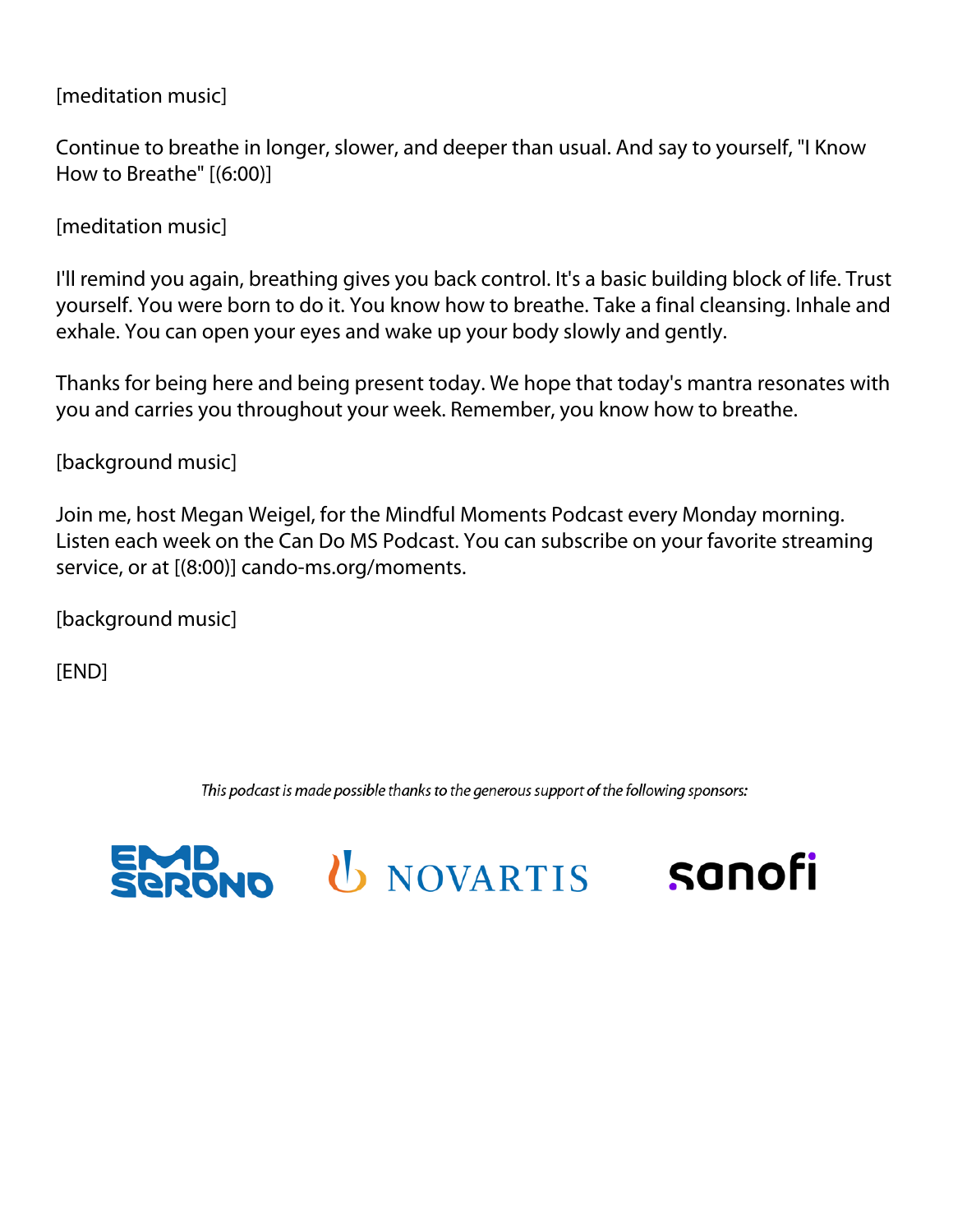[meditation music]

Continue to breathe in longer, slower, and deeper than usual. And say to yourself, "I Know How to Breathe" [(6:00)]

[meditation music]

I'll remind you again, breathing gives you back control. It's a basic building block of life. Trust yourself. You were born to do it. You know how to breathe. Take a final cleansing. Inhale and exhale. You can open your eyes and wake up your body slowly and gently.

Thanks for being here and being present today. We hope that today's mantra resonates with you and carries you throughout your week. Remember, you know how to breathe.

[background music]

Join me, host Megan Weigel, for the Mindful Moments Podcast every Monday morning. Listen each week on the Can Do MS Podcast. You can subscribe on your favorite streaming service, or at [(8:00)] cando-ms.org/moments.

[background music]

[END]

*This podcast is made possible thanks to the generous support of the following sponsors:*

EMD SERONO NOVARTIS sanofi